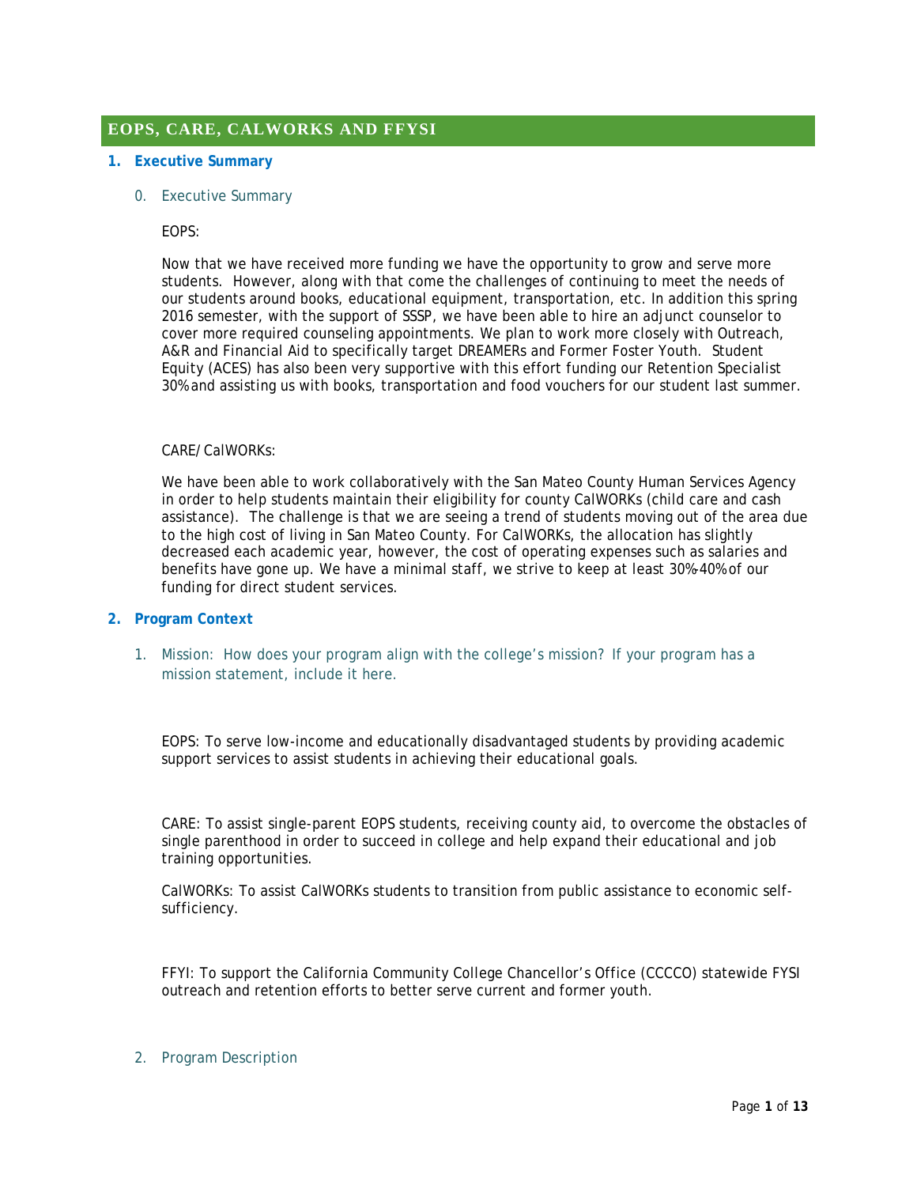# EOPS, CARE, CALWORKS AND FFYSI

## 1. Executive Summary

### 0. Executive Summary

EOPS:

Now that we have received more funding we have the opportunity to grow and serve more students. However, along with that come the challenges of continuing to meet the needs of our students around books, educational equipment, transportation, etc. In addition this spring 2016 semester, with the support of SSSP, we have been able to hire an adjunct counselor to cover more required counseling appointments. We plan to work more closely with Outreach, A&R and Financial Aid to specifically target DREAMERs and Former Foster Youth. Student Equity (ACES) has also been very supportive with this effort funding our Retention Specialist 30% and assisting us with books, transportation and food vouchers for our student last summer.

CARE/CalWORKs:

We have been able to work collaboratively with the San Mateo County Human Services Agency in order to help students maintain their eligibility for county CalWORKs (child care and cash assistance). The challenge is that we are seeing a trend of students moving out of the area due to the high cost of living in San Mateo County. For CalWORKs, the allocation has slightly decreased each academic year, however, the cost of operating expenses such as salaries and benefits have gone up. We have a minimal staff, we strive to keep at least 30%-40% of our funding for direct student services.

## 2. Program Context

### 1. Mission: How does your program align with the college's mission? If your program has a mission statement, include it here.

EOPS: To serve low-income and educationally disadvantaged students by providing academic support services to assist students in achieving their educational goals.

CARE: To assist single-parent EOPS students, receiving county aid, to overcome the obstacles of single parenthood in order to succeed in college and help expand their educational and job training opportunities.

CalWORKs: To assist CalWORKs students to transition from public assistance to economic self-sufficiency.

FFYI: To support the California Community College Chancellor's Office (CCCCO) statewide FYSI outreach and retention efforts to better serve current and former youth.

### 2. Program Description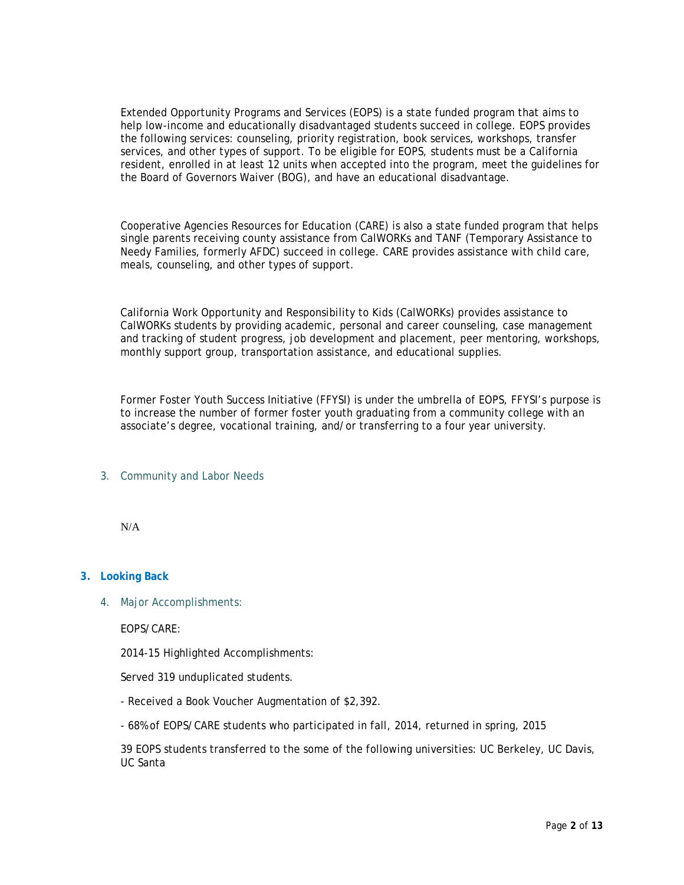Extended Opportunity Programs and Services (EOPS) is a state funded program that aims to help low-income and educationally disadvantaged students succeed in college. EOPS provides the following services: counseling, priority registration, book services, workshops, transfer services, and other types of support. To be eligible for EOPS, students must be a California resident, enrolled in at least 12 units when accepted into the program, meet the guidelines for the Board of Governors Waiver (BOG), and have an educational disadvantage.

Cooperative Agencies Resources for Education (CARE) is also a state funded program that helps single parents receiving county assistance from CalWORKs and TANF (Temporary Assistance to Needy Families, formerly AFDC) succeed in college. CARE provides assistance with child care, meals, counseling, and other types of support.

California Work Opportunity and Responsibility to Kids (CalWORKs) provides assistance to CalWORKs students by providing academic, personal and career counseling, case management and tracking of student progress, job development and placement, peer mentoring, workshops, monthly support group, transportation assistance, and educational supplies.

Former Foster Youth Success Initiative (FFYSI) is under the umbrella of EOPS, FFYSI's purpose is to increase the number of former foster youth graduating from a community college with an associate's degree, vocational training, and/or transferring to a four year university.

### 3. Community and Labor Needs

N/A

## 3. Looking Back

### 4. Major Accomplishments:

EOPS/CARE:

2014-15 Highlighted Accomplishments:

Served 319 unduplicated students.

- Received a Book Voucher Augmentation of $2,392.

- 68% of EOPS/CARE students who participated in fall, 2014, returned in spring, 2015

39 EOPS students transferred to the some of the following universities: UC Berkeley, UC Davis, UC Santa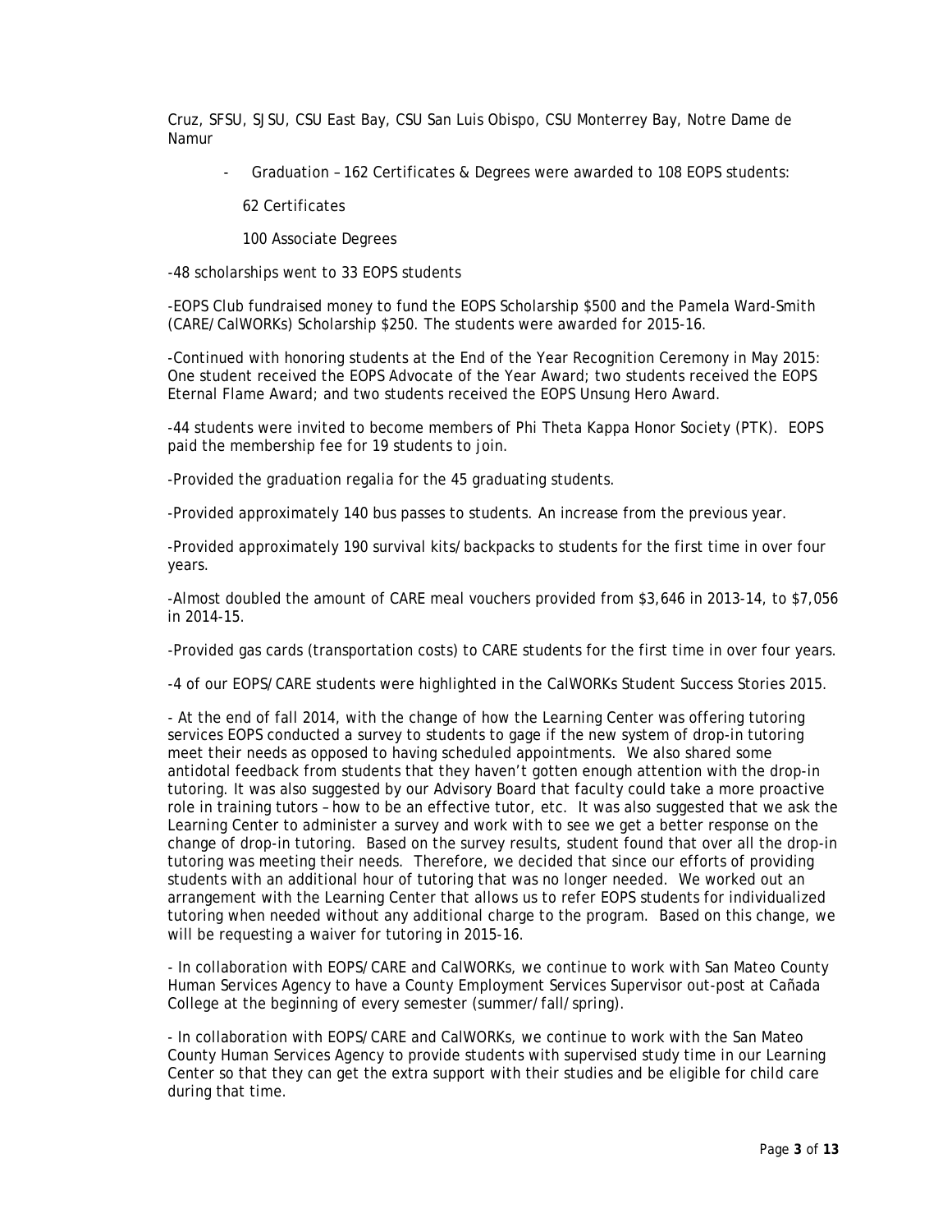Cruz, SFSU, SJSU, CSU East Bay, CSU San Luis Obispo, CSU Monterrey Bay, Notre Dame de Namur

- Graduation – 162 Certificates & Degrees were awarded to 108 EOPS students:

  62 Certificates

  100 Associate Degrees

-48 scholarships went to 33 EOPS students

-EOPS Club fundraised money to fund the EOPS Scholarship $500 and the Pamela Ward-Smith (CARE/CalWORKs) Scholarship $250. The students were awarded for 2015-16.

-Continued with honoring students at the End of the Year Recognition Ceremony in May 2015: One student received the EOPS Advocate of the Year Award; two students received the EOPS Eternal Flame Award; and two students received the EOPS Unsung Hero Award.

-44 students were invited to become members of Phi Theta Kappa Honor Society (PTK). EOPS paid the membership fee for 19 students to join.

-Provided the graduation regalia for the 45 graduating students.

-Provided approximately 140 bus passes to students. An increase from the previous year.

-Provided approximately 190 survival kits/backpacks to students for the first time in over four years.

-Almost doubled the amount of CARE meal vouchers provided from $3,646 in 2013-14, to $7,056 in 2014-15.

-Provided gas cards (transportation costs) to CARE students for the first time in over four years.

-4 of our EOPS/CARE students were highlighted in the CalWORKs Student Success Stories 2015.

- At the end of fall 2014, with the change of how the Learning Center was offering tutoring services EOPS conducted a survey to students to gage if the new system of drop-in tutoring meet their needs as opposed to having scheduled appointments. We also shared some antidotal feedback from students that they haven't gotten enough attention with the drop-in tutoring. It was also suggested by our Advisory Board that faculty could take a more proactive role in training tutors – how to be an effective tutor, etc. It was also suggested that we ask the Learning Center to administer a survey and work with to see we get a better response on the change of drop-in tutoring. Based on the survey results, student found that over all the drop-in tutoring was meeting their needs. Therefore, we decided that since our efforts of providing students with an additional hour of tutoring that was no longer needed. We worked out an arrangement with the Learning Center that allows us to refer EOPS students for individualized tutoring when needed without any additional charge to the program. Based on this change, we will be requesting a waiver for tutoring in 2015-16.

- In collaboration with EOPS/CARE and CalWORKs, we continue to work with San Mateo County Human Services Agency to have a County Employment Services Supervisor out-post at Cañada College at the beginning of every semester (summer/fall/spring).

- In collaboration with EOPS/CARE and CalWORKs, we continue to work with the San Mateo County Human Services Agency to provide students with supervised study time in our Learning Center so that they can get the extra support with their studies and be eligible for child care during that time.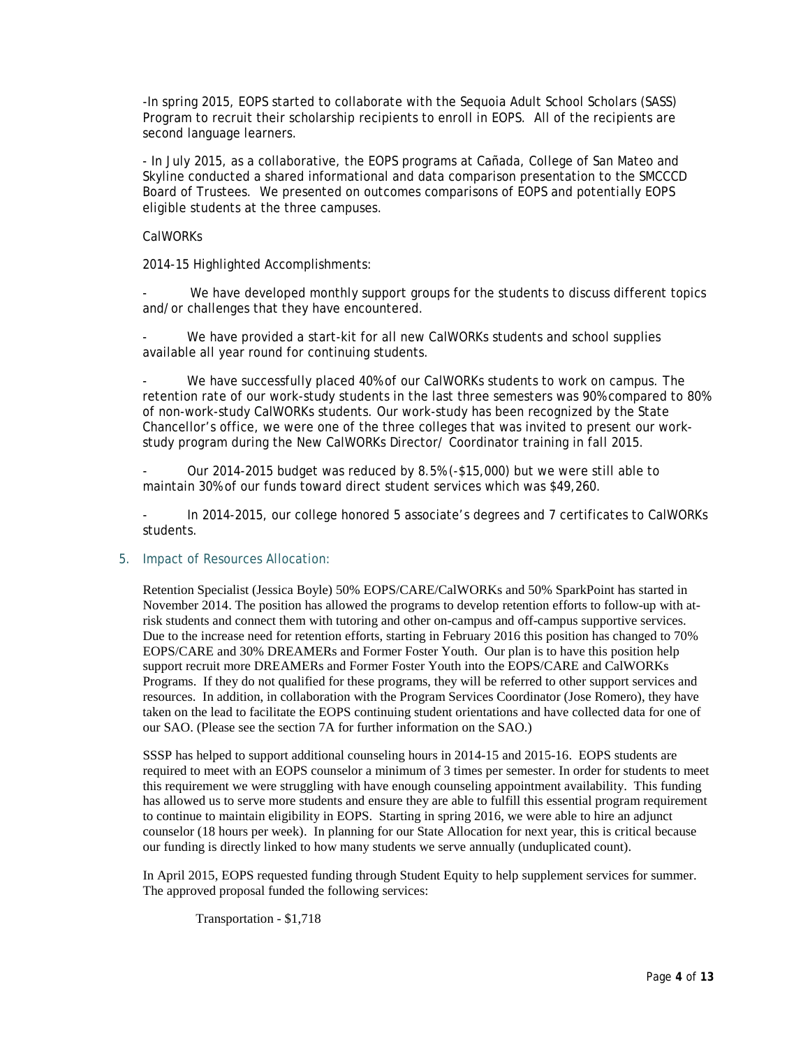-In spring 2015, EOPS started to collaborate with the Sequoia Adult School Scholars (SASS) Program to recruit their scholarship recipients to enroll in EOPS. All of the recipients are second language learners.

- In July 2015, as a collaborative, the EOPS programs at Cañada, College of San Mateo and Skyline conducted a shared informational and data comparison presentation to the SMCCCD Board of Trustees. We presented on outcomes comparisons of EOPS and potentially EOPS eligible students at the three campuses.

CalWORKs

2014-15 Highlighted Accomplishments:

- We have developed monthly support groups for the students to discuss different topics and/or challenges that they have encountered.
- We have provided a start-kit for all new CalWORKs students and school supplies available all year round for continuing students.
- We have successfully placed 40% of our CalWORKs students to work on campus. The retention rate of our work-study students in the last three semesters was 90% compared to 80% of non-work-study CalWORKs students. Our work-study has been recognized by the State Chancellor's office, we were one of the three colleges that was invited to present our work-study program during the New CalWORKs Director/ Coordinator training in fall 2015.
- Our 2014-2015 budget was reduced by 8.5% (-$15,000) but we were still able to maintain 30% of our funds toward direct student services which was $49,260.
- In 2014-2015, our college honored 5 associate's degrees and 7 certificates to CalWORKs students.

## 5. Impact of Resources Allocation:

Retention Specialist (Jessica Boyle) 50% EOPS/CARE/CalWORKs and 50% SparkPoint has started in November 2014. The position has allowed the programs to develop retention efforts to follow-up with at-risk students and connect them with tutoring and other on-campus and off-campus supportive services. Due to the increase need for retention efforts, starting in February 2016 this position has changed to 70% EOPS/CARE and 30% DREAMERs and Former Foster Youth. Our plan is to have this position help support recruit more DREAMERs and Former Foster Youth into the EOPS/CARE and CalWORKs Programs. If they do not qualified for these programs, they will be referred to other support services and resources. In addition, in collaboration with the Program Services Coordinator (Jose Romero), they have taken on the lead to facilitate the EOPS continuing student orientations and have collected data for one of our SAO. (Please see the section 7A for further information on the SAO.)

SSSP has helped to support additional counseling hours in 2014-15 and 2015-16. EOPS students are required to meet with an EOPS counselor a minimum of 3 times per semester. In order for students to meet this requirement we were struggling with have enough counseling appointment availability. This funding has allowed us to serve more students and ensure they are able to fulfill this essential program requirement to continue to maintain eligibility in EOPS. Starting in spring 2016, we were able to hire an adjunct counselor (18 hours per week). In planning for our State Allocation for next year, this is critical because our funding is directly linked to how many students we serve annually (unduplicated count).

In April 2015, EOPS requested funding through Student Equity to help supplement services for summer. The approved proposal funded the following services:

Transportation - $1,718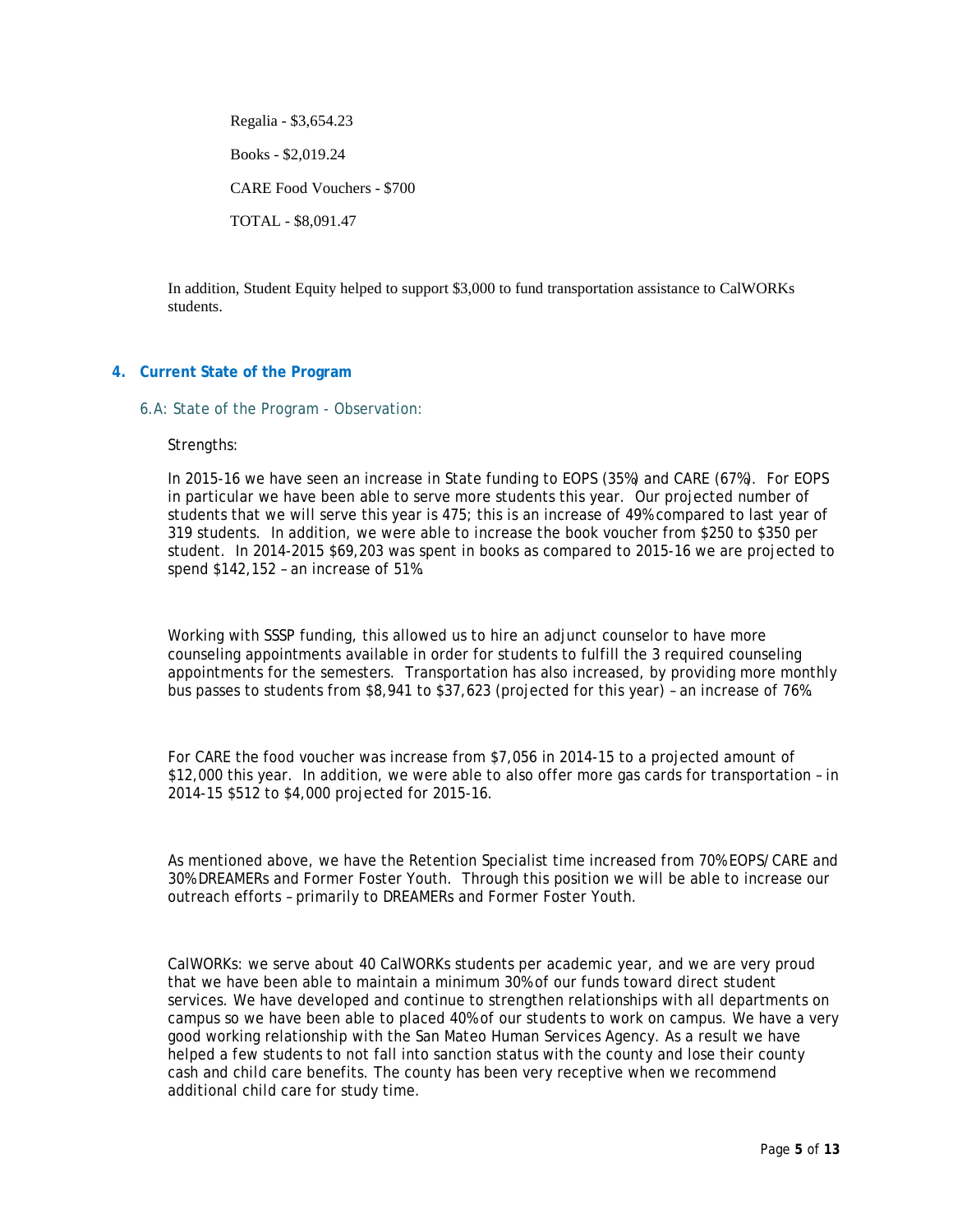Regalia - $3,654.23

Books - $2,019.24

CARE Food Vouchers - $700

TOTAL - $8,091.47

In addition, Student Equity helped to support $3,000 to fund transportation assistance to CalWORKs students.

## 4. Current State of the Program

### 6.A: State of the Program - Observation:

Strengths:

In 2015-16 we have seen an increase in State funding to EOPS (35%) and CARE (67%). For EOPS in particular we have been able to serve more students this year. Our projected number of students that we will serve this year is 475; this is an increase of 49% compared to last year of 319 students. In addition, we were able to increase the book voucher from $250 to $350 per student. In 2014-2015 $69,203 was spent in books as compared to 2015-16 we are projected to spend $142,152 – an increase of 51%.

Working with SSSP funding, this allowed us to hire an adjunct counselor to have more counseling appointments available in order for students to fulfill the 3 required counseling appointments for the semesters. Transportation has also increased, by providing more monthly bus passes to students from $8,941 to $37,623 (projected for this year) – an increase of 76%.

For CARE the food voucher was increase from $7,056 in 2014-15 to a projected amount of $12,000 this year. In addition, we were able to also offer more gas cards for transportation – in 2014-15 $512 to $4,000 projected for 2015-16.

As mentioned above, we have the Retention Specialist time increased from 70% EOPS/CARE and 30% DREAMERs and Former Foster Youth. Through this position we will be able to increase our outreach efforts – primarily to DREAMERs and Former Foster Youth.

CalWORKs: we serve about 40 CalWORKs students per academic year, and we are very proud that we have been able to maintain a minimum 30% of our funds toward direct student services. We have developed and continue to strengthen relationships with all departments on campus so we have been able to placed 40% of our students to work on campus. We have a very good working relationship with the San Mateo Human Services Agency. As a result we have helped a few students to not fall into sanction status with the county and lose their county cash and child care benefits. The county has been very receptive when we recommend additional child care for study time.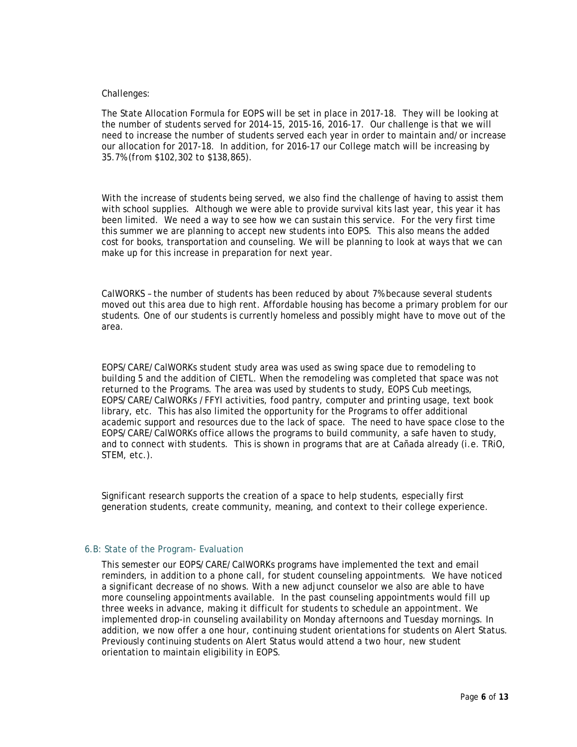Challenges:

The State Allocation Formula for EOPS will be set in place in 2017-18. They will be looking at the number of students served for 2014-15, 2015-16, 2016-17. Our challenge is that we will need to increase the number of students served each year in order to maintain and/or increase our allocation for 2017-18. In addition, for 2016-17 our College match will be increasing by 35.7% (from $102,302 to $138,865).

With the increase of students being served, we also find the challenge of having to assist them with school supplies. Although we were able to provide survival kits last year, this year it has been limited. We need a way to see how we can sustain this service. For the very first time this summer we are planning to accept new students into EOPS. This also means the added cost for books, transportation and counseling. We will be planning to look at ways that we can make up for this increase in preparation for next year.

CalWORKS – the number of students has been reduced by about 7% because several students moved out this area due to high rent. Affordable housing has become a primary problem for our students. One of our students is currently homeless and possibly might have to move out of the area.

EOPS/CARE/CalWORKs student study area was used as swing space due to remodeling to building 5 and the addition of CIETL. When the remodeling was completed that space was not returned to the Programs. The area was used by students to study, EOPS Cub meetings, EOPS/CARE/CalWORKs /FFYI activities, food pantry, computer and printing usage, text book library, etc. This has also limited the opportunity for the Programs to offer additional academic support and resources due to the lack of space. The need to have space close to the EOPS/CARE/CalWORKs office allows the programs to build community, a safe haven to study, and to connect with students. This is shown in programs that are at Cañada already (i.e. TRiO, STEM, etc.).

Significant research supports the creation of a space to help students, especially first generation students, create community, meaning, and context to their college experience.

### 6.B: State of the Program- Evaluation

This semester our EOPS/CARE/CalWORKs programs have implemented the text and email reminders, in addition to a phone call, for student counseling appointments. We have noticed a significant decrease of no shows. With a new adjunct counselor we also are able to have more counseling appointments available. In the past counseling appointments would fill up three weeks in advance, making it difficult for students to schedule an appointment. We implemented drop-in counseling availability on Monday afternoons and Tuesday mornings. In addition, we now offer a one hour, continuing student orientations for students on Alert Status. Previously continuing students on Alert Status would attend a two hour, new student orientation to maintain eligibility in EOPS.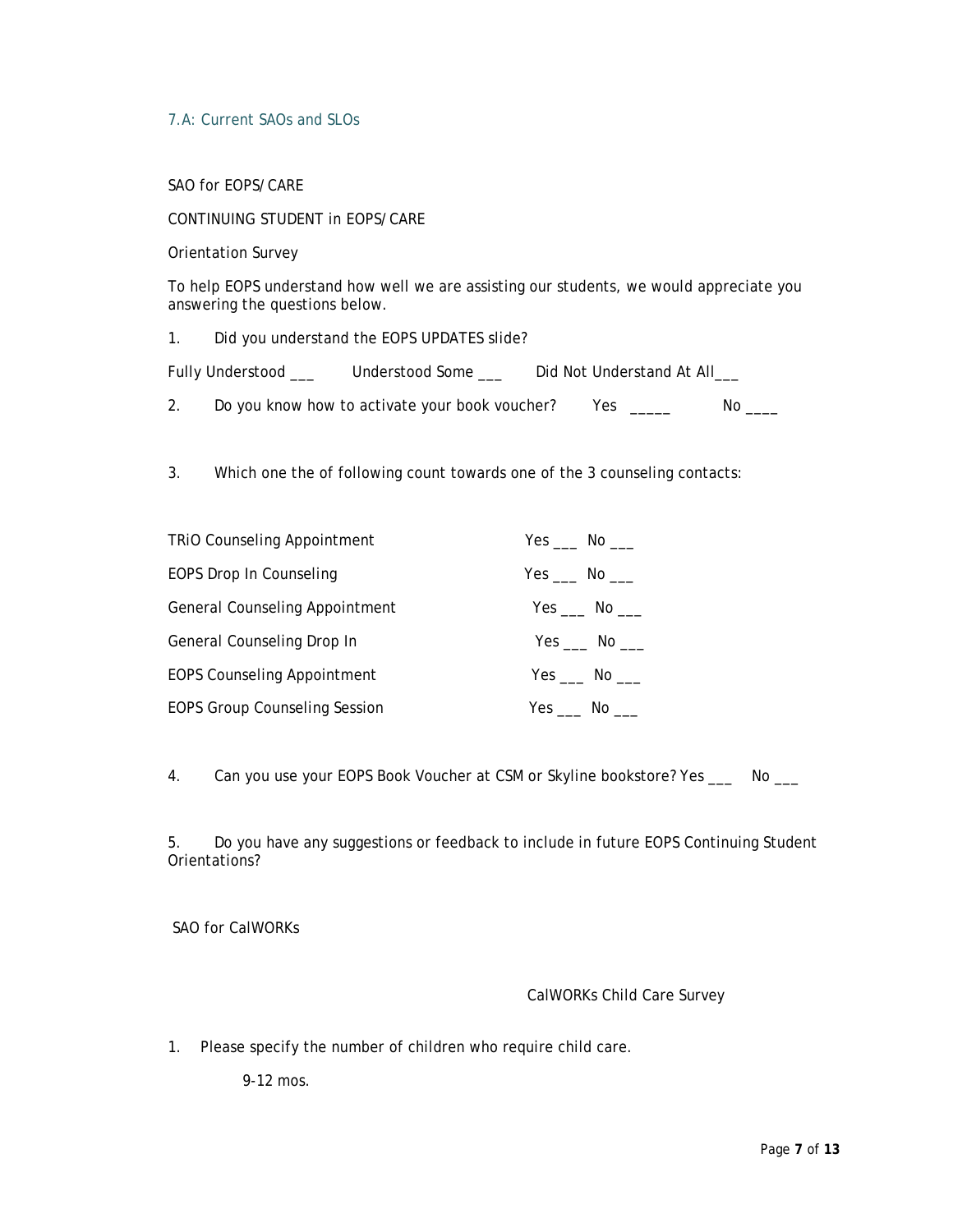## 7.A: Current SAOs and SLOs

SAO for EOPS/CARE

CONTINUING STUDENT in EOPS/CARE

Orientation Survey

To help EOPS understand how well we are assisting our students, we would appreciate you answering the questions below.

1. Did you understand the EOPS UPDATES slide?

Fully Understood ___ Understood Some ___ Did Not Understand At All___

2. Do you know how to activate your book voucher? Yes _____ No ____

3. Which one the of following count towards one of the 3 counseling contacts:

| | |
|---|---|
| TRiO Counseling Appointment | Yes ___ No ___ |
| EOPS Drop In Counseling | Yes ___ No ___ |
| General Counseling Appointment | Yes ___ No ___ |
| General Counseling Drop In | Yes ___ No ___ |
| EOPS Counseling Appointment | Yes ___ No ___ |
| EOPS Group Counseling Session | Yes ___ No ___ |

4. Can you use your EOPS Book Voucher at CSM or Skyline bookstore? Yes ___ No ___

5. Do you have any suggestions or feedback to include in future EOPS Continuing Student Orientations?

SAO for CalWORKs

CalWORKs Child Care Survey

1. Please specify the number of children who require child care.

   9-12 mos.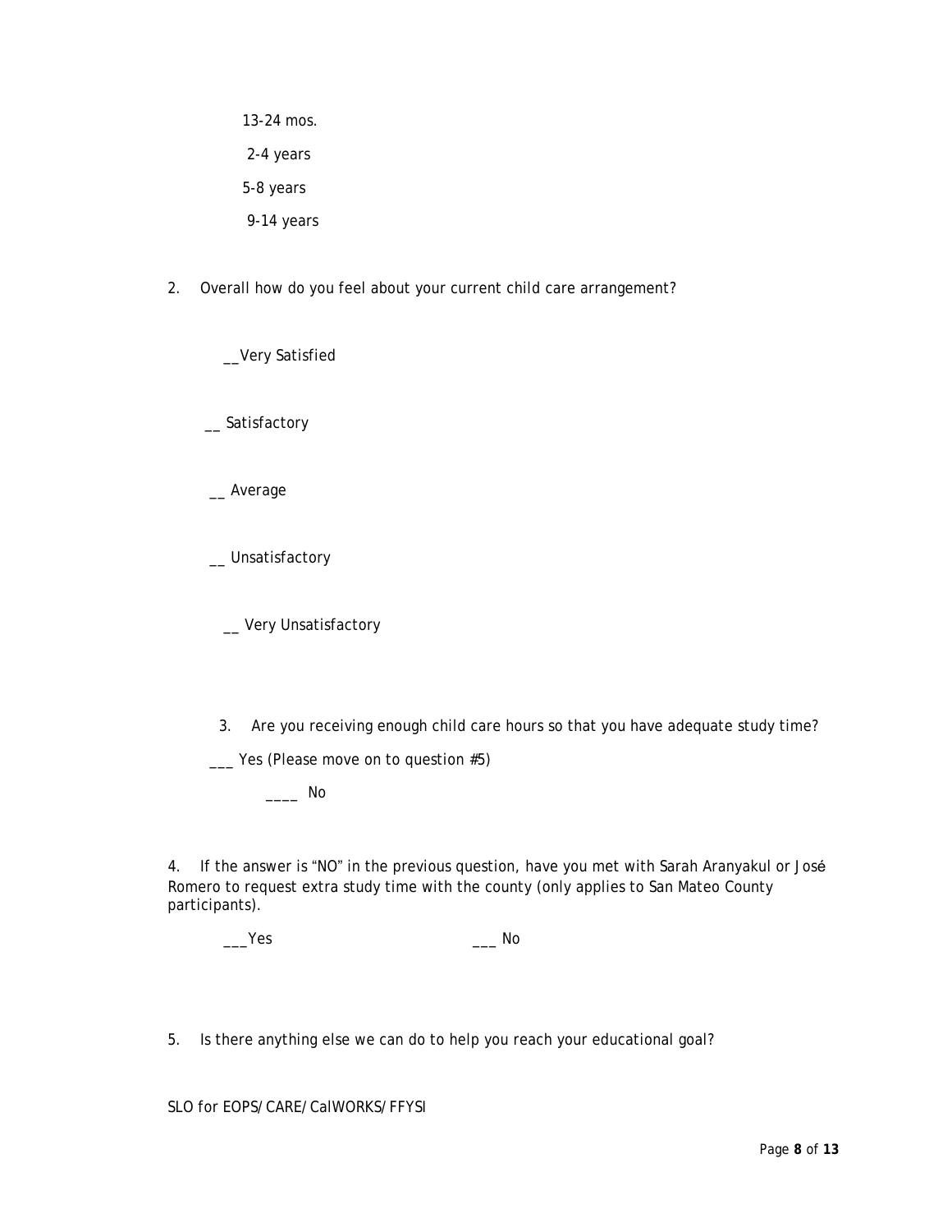13-24 mos.

2-4 years

5-8 years

9-14 years

2. Overall how do you feel about your current child care arrangement?

__Very Satisfied

__ Satisfactory

__ Average

__ Unsatisfactory

__ Very Unsatisfactory

3. Are you receiving enough child care hours so that you have adequate study time?

___ Yes (Please move on to question #5)

____ No

4. If the answer is "NO" in the previous question, have you met with Sarah Aranyakul or José Romero to request extra study time with the county (only applies to San Mateo County participants).

___Yes ___ No

5. Is there anything else we can do to help you reach your educational goal?

SLO for EOPS/CARE/CalWORKS/FFYSI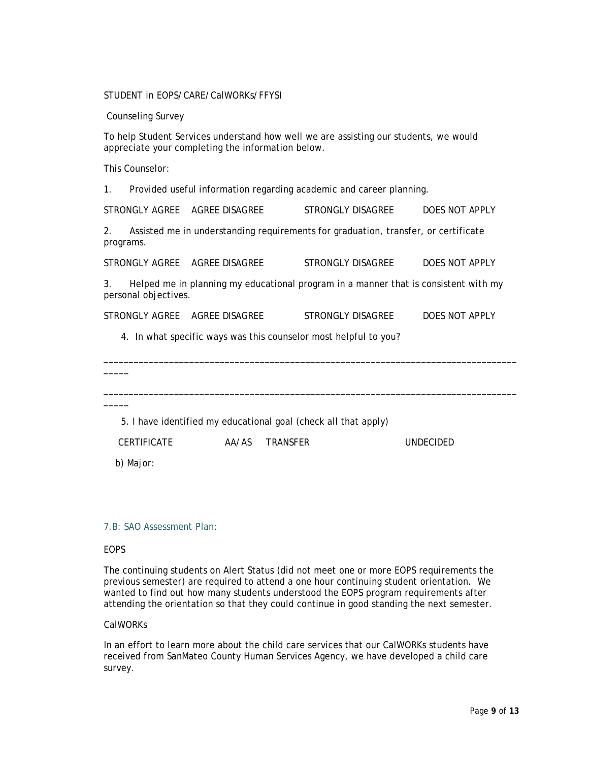STUDENT in EOPS/CARE/CalWORKs/FFYSI

Counseling Survey

To help Student Services understand how well we are assisting our students, we would appreciate your completing the information below.

This Counselor:

1. Provided useful information regarding academic and career planning.

STRONGLY AGREE    AGREE DISAGREE    STRONGLY DISAGREE    DOES NOT APPLY

2. Assisted me in understanding requirements for graduation, transfer, or certificate programs.

STRONGLY AGREE    AGREE DISAGREE    STRONGLY DISAGREE    DOES NOT APPLY

3. Helped me in planning my educational program in a manner that is consistent with my personal objectives.

STRONGLY AGREE    AGREE DISAGREE    STRONGLY DISAGREE    DOES NOT APPLY

4. In what specific ways was this counselor most helpful to you?

_____________________________________________________________________________________

_____________________________________________________________________________________

5. I have identified my educational goal (check all that apply)

CERTIFICATE    AA/AS    TRANSFER    UNDECIDED

b) Major:

### 7.B: SAO Assessment Plan:

EOPS

The continuing students on Alert Status (did not meet one or more EOPS requirements the previous semester) are required to attend a one hour continuing student orientation. We wanted to find out how many students understood the EOPS program requirements after attending the orientation so that they could continue in good standing the next semester.

CalWORKs

In an effort to learn more about the child care services that our CalWORKs students have received from SanMateo County Human Services Agency, we have developed a child care survey.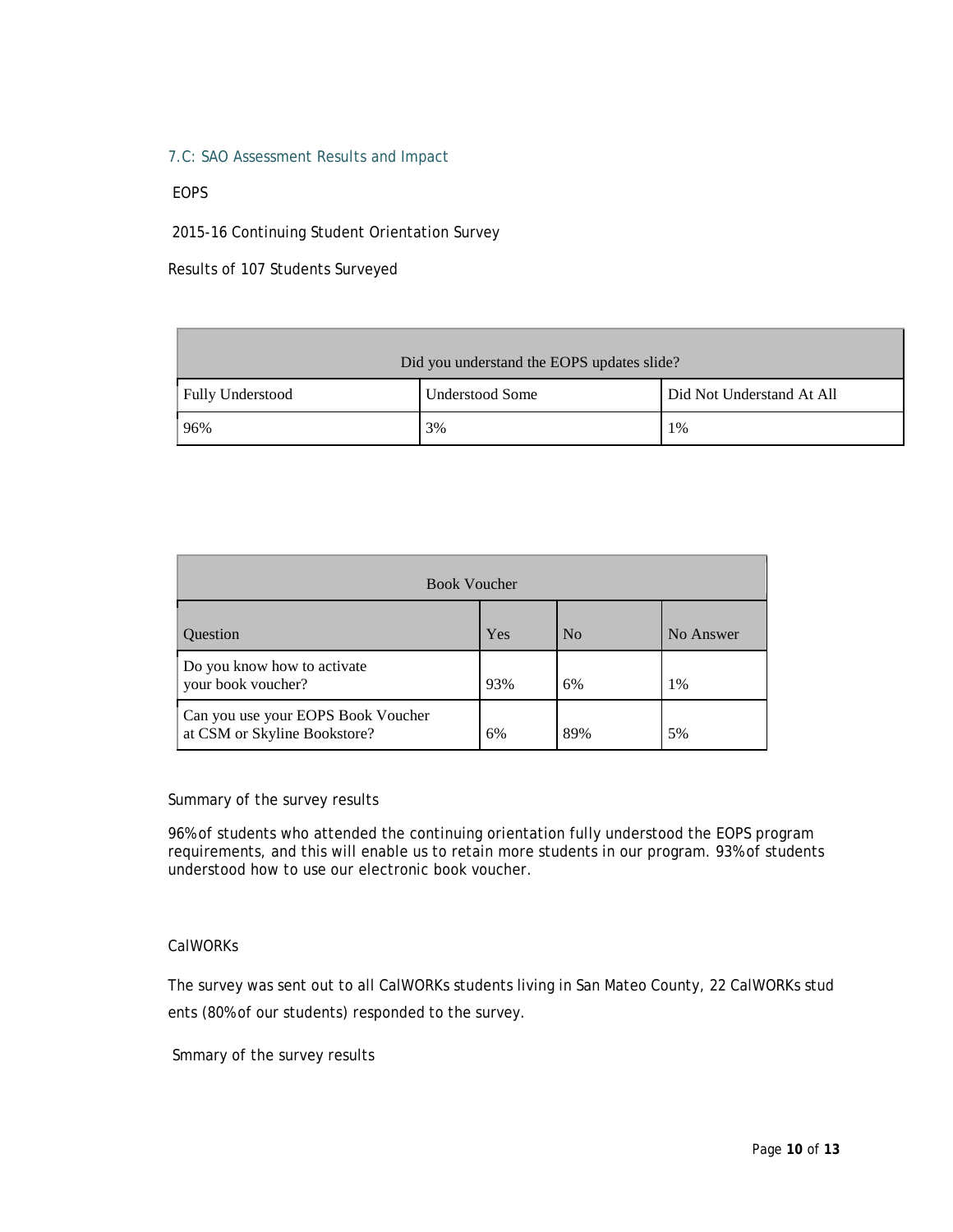### 7.C: SAO Assessment Results and Impact

EOPS

2015-16 Continuing Student Orientation Survey

Results of 107 Students Surveyed

| Did you understand the EOPS updates slide? | | |
|---|---|---|
| Fully Understood | Understood Some | Did Not Understand At All |
| 96% | 3% | 1% |

| Book Voucher | | | |
|---|---|---|---|
| Question | Yes | No | No Answer |
| Do you know how to activate your book voucher? | 93% | 6% | 1% |
| Can you use your EOPS Book Voucher at CSM or Skyline Bookstore? | 6% | 89% | 5% |

Summary of the survey results

96% of students who attended the continuing orientation fully understood the EOPS program requirements, and this will enable us to retain more students in our program. 93% of students understood how to use our electronic book voucher.

CalWORKs

The survey was sent out to all CalWORKs students living in San Mateo County, 22 CalWORKs stud ents (80% of our students) responded to the survey.

Smmary of the survey results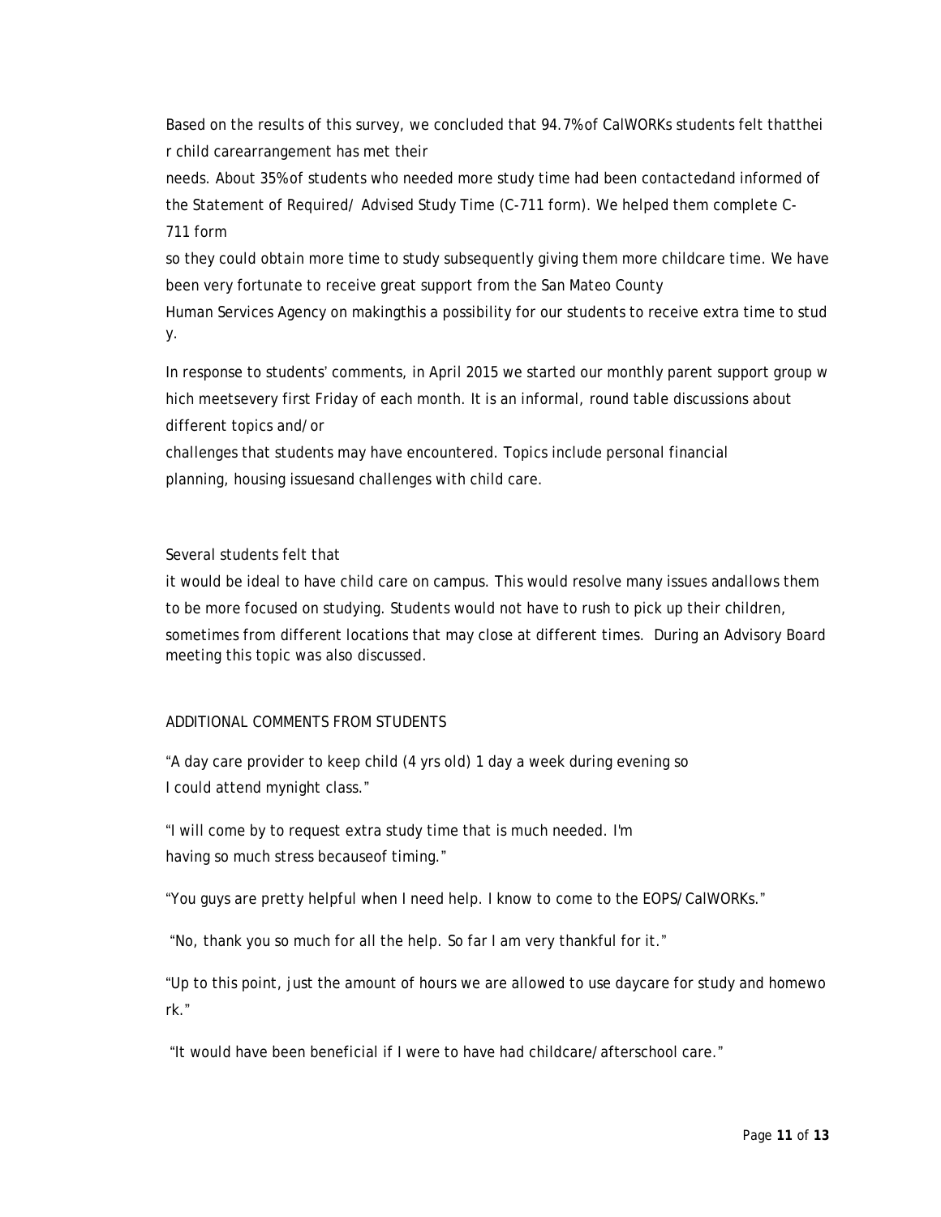Based on the results of this survey, we concluded that 94.7% of CalWORKs students felt thattheir child carearrangement has met their needs. About 35% of students who needed more study time had been contactedand informed of the Statement of Required/ Advised Study Time (C-711 form). We helped them complete C-711 form so they could obtain more time to study subsequently giving them more childcare time. We have been very fortunate to receive great support from the San Mateo County Human Services Agency on makingthis a possibility for our students to receive extra time to study.

In response to students' comments, in April 2015 we started our monthly parent support group which meetsevery first Friday of each month. It is an informal, round table discussions about different topics and/or challenges that students may have encountered. Topics include personal financial planning, housing issuesand challenges with child care.

Several students felt that it would be ideal to have child care on campus. This would resolve many issues andallows them to be more focused on studying. Students would not have to rush to pick up their children, sometimes from different locations that may close at different times. During an Advisory Board meeting this topic was also discussed.

ADDITIONAL COMMENTS FROM STUDENTS

"A day care provider to keep child (4 yrs old) 1 day a week during evening so I could attend mynight class."

"I will come by to request extra study time that is much needed. I'm having so much stress becauseof timing."

"You guys are pretty helpful when I need help. I know to come to the EOPS/CalWORKs."

"No, thank you so much for all the help. So far I am very thankful for it."

"Up to this point, just the amount of hours we are allowed to use daycare for study and homework."

"It would have been beneficial if I were to have had childcare/afterschool care."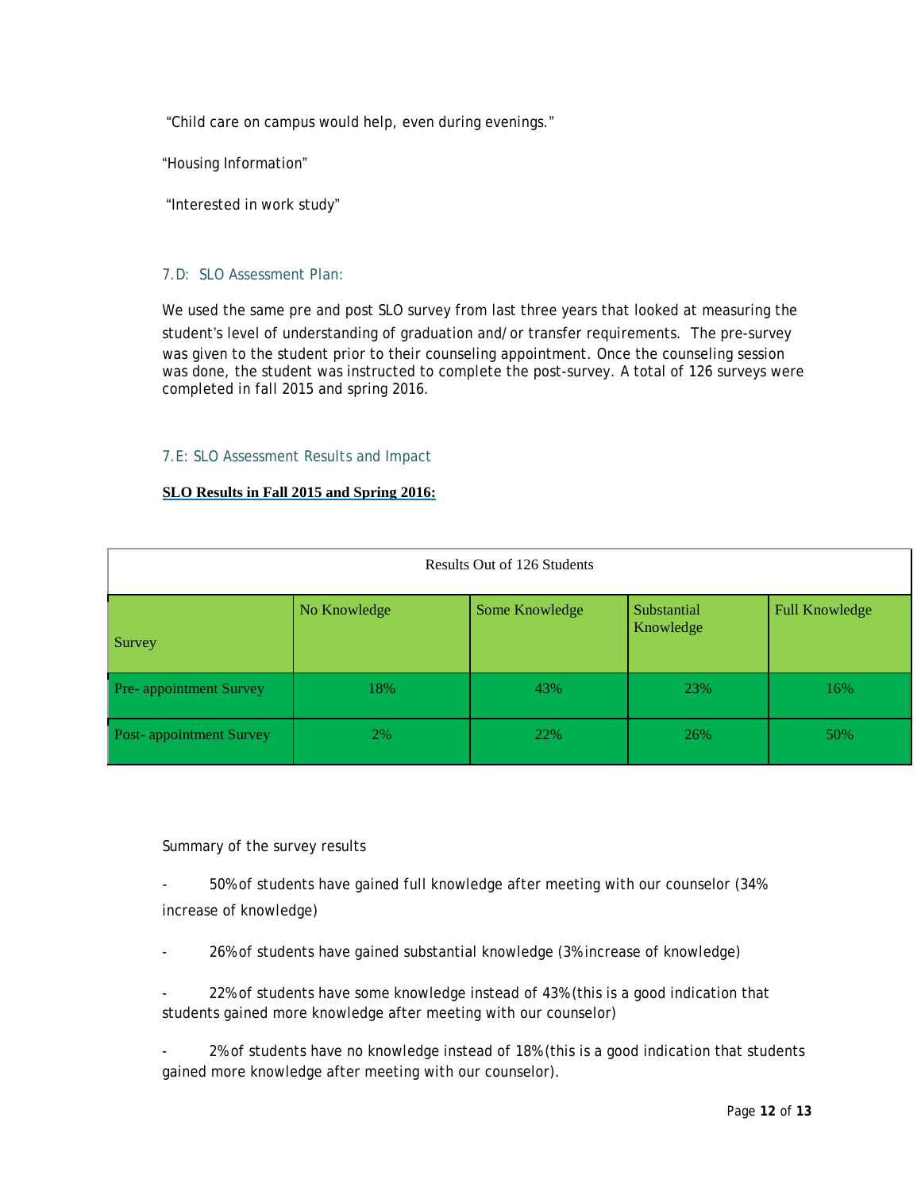"Child care on campus would help, even during evenings."

"Housing Information"

"Interested in work study"

### 7.D: SLO Assessment Plan:

We used the same pre and post SLO survey from last three years that looked at measuring the student's level of understanding of graduation and/or transfer requirements. The pre-survey was given to the student prior to their counseling appointment. Once the counseling session was done, the student was instructed to complete the post-survey. A total of 126 surveys were completed in fall 2015 and spring 2016.

### 7.E: SLO Assessment Results and Impact

**SLO Results in Fall 2015 and Spring 2016:**

| Results Out of 126 Students | | | | |
|---|---|---|---|---|
| Survey | No Knowledge | Some Knowledge | Substantial Knowledge | Full Knowledge |
| Pre- appointment Survey | 18% | 43% | 23% | 16% |
| Post- appointment Survey | 2% | 22% | 26% | 50% |

Summary of the survey results

- 50% of students have gained full knowledge after meeting with our counselor (34% increase of knowledge)
- 26% of students have gained substantial knowledge (3% increase of knowledge)
- 22% of students have some knowledge instead of 43% (this is a good indication that students gained more knowledge after meeting with our counselor)
- 2% of students have no knowledge instead of 18% (this is a good indication that students gained more knowledge after meeting with our counselor).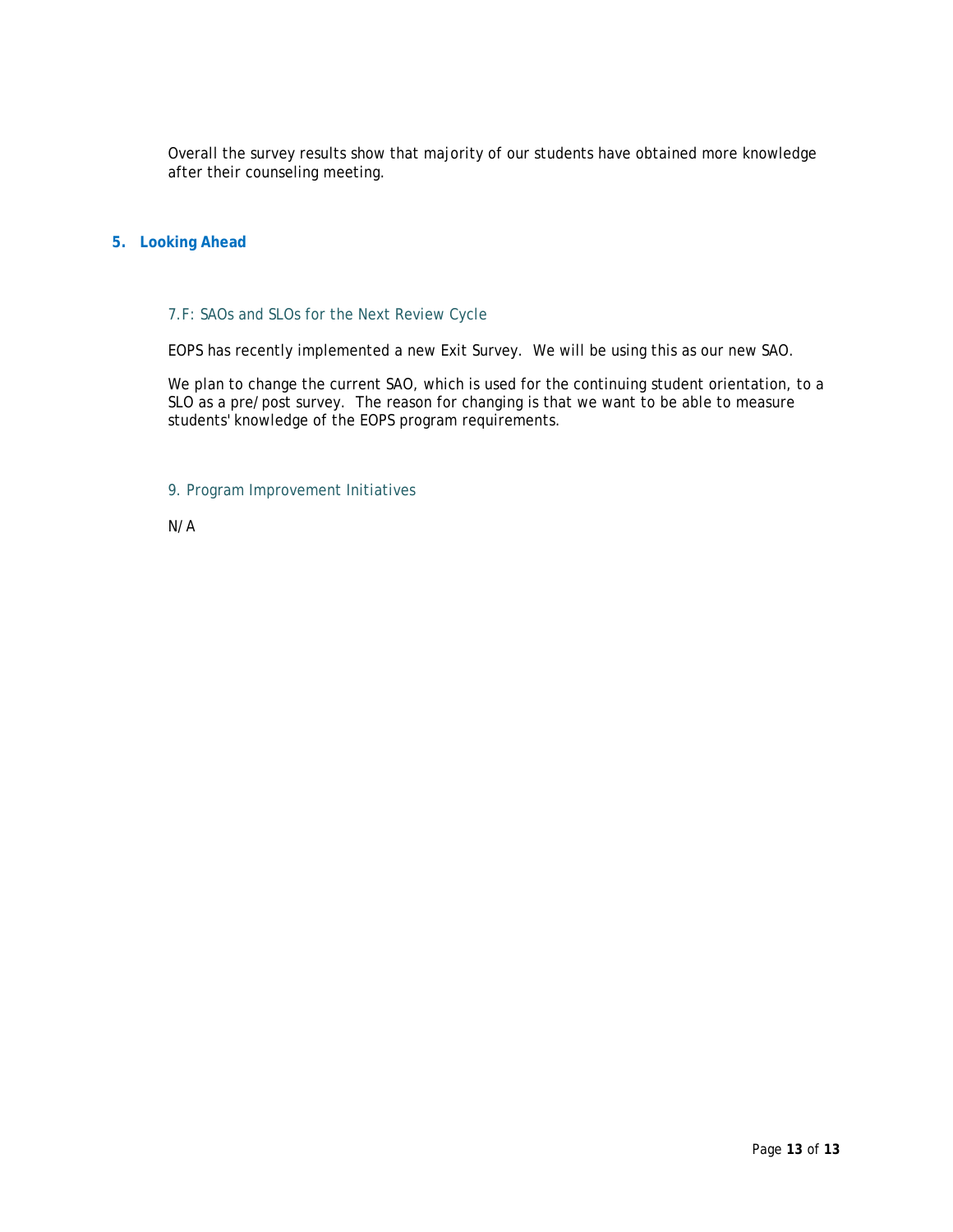Overall the survey results show that majority of our students have obtained more knowledge after their counseling meeting.

## 5. Looking Ahead

### 7.F: SAOs and SLOs for the Next Review Cycle

EOPS has recently implemented a new Exit Survey. We will be using this as our new SAO.

We plan to change the current SAO, which is used for the continuing student orientation, to a SLO as a pre/post survey. The reason for changing is that we want to be able to measure students' knowledge of the EOPS program requirements.

### 9. Program Improvement Initiatives

N/A